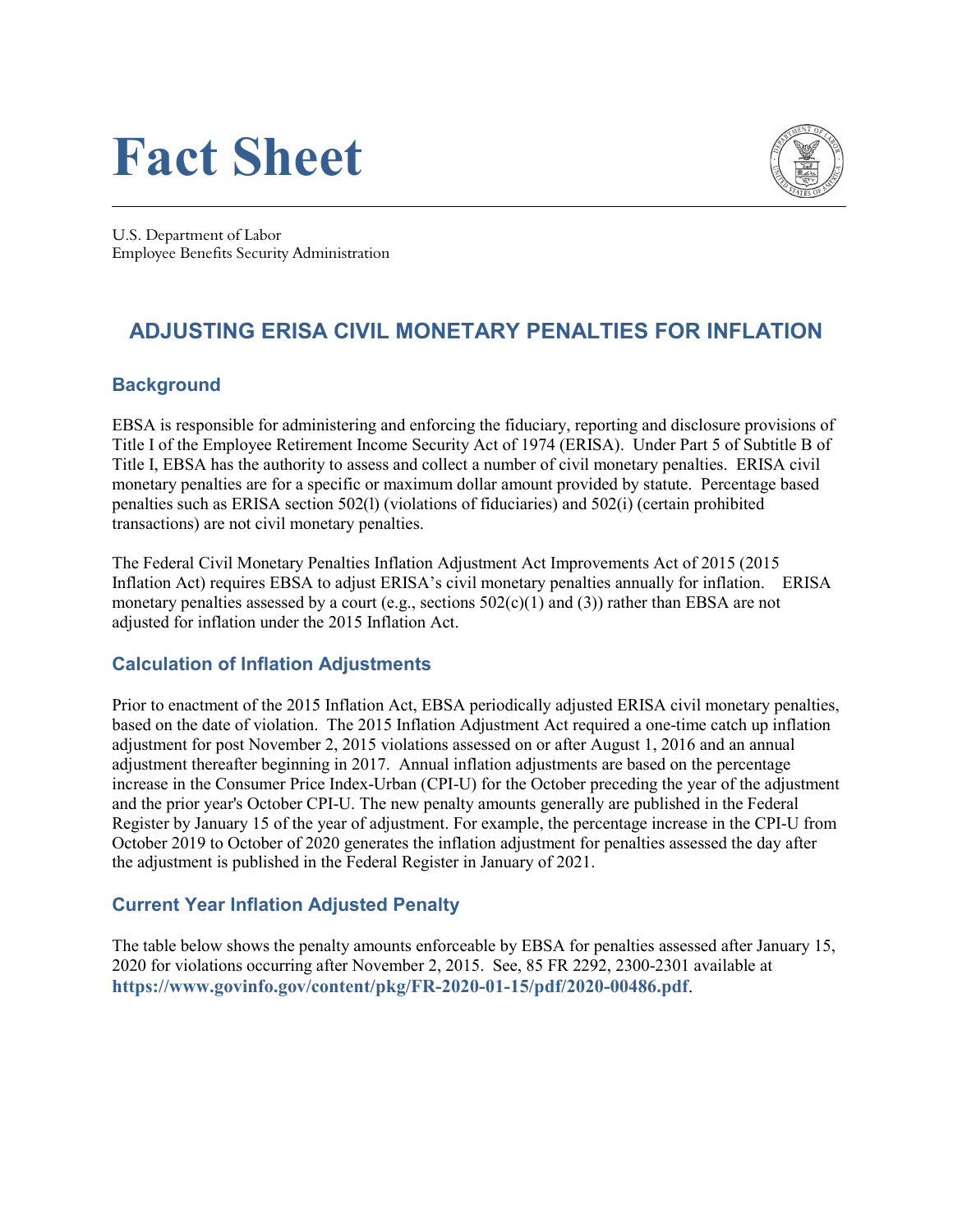# Fact Sheet

U.S. Department of Labor
Employee Benefits Security Administration

## ADJUSTING ERISA CIVIL MONETARY PENALTIES FOR INFLATION

### Background

EBSA is responsible for administering and enforcing the fiduciary, reporting and disclosure provisions of Title I of the Employee Retirement Income Security Act of 1974 (ERISA). Under Part 5 of Subtitle B of Title I, EBSA has the authority to assess and collect a number of civil monetary penalties. ERISA civil monetary penalties are for a specific or maximum dollar amount provided by statute. Percentage based penalties such as ERISA section 502(l) (violations of fiduciaries) and 502(i) (certain prohibited transactions) are not civil monetary penalties.

The Federal Civil Monetary Penalties Inflation Adjustment Act Improvements Act of 2015 (2015 Inflation Act) requires EBSA to adjust ERISA's civil monetary penalties annually for inflation. ERISA monetary penalties assessed by a court (e.g., sections 502(c)(1) and (3)) rather than EBSA are not adjusted for inflation under the 2015 Inflation Act.

### Calculation of Inflation Adjustments

Prior to enactment of the 2015 Inflation Act, EBSA periodically adjusted ERISA civil monetary penalties, based on the date of violation. The 2015 Inflation Adjustment Act required a one-time catch up inflation adjustment for post November 2, 2015 violations assessed on or after August 1, 2016 and an annual adjustment thereafter beginning in 2017. Annual inflation adjustments are based on the percentage increase in the Consumer Price Index-Urban (CPI-U) for the October preceding the year of the adjustment and the prior year's October CPI-U. The new penalty amounts generally are published in the Federal Register by January 15 of the year of adjustment. For example, the percentage increase in the CPI-U from October 2019 to October of 2020 generates the inflation adjustment for penalties assessed the day after the adjustment is published in the Federal Register in January of 2021.

### Current Year Inflation Adjusted Penalty

The table below shows the penalty amounts enforceable by EBSA for penalties assessed after January 15, 2020 for violations occurring after November 2, 2015. See, 85 FR 2292, 2300-2301 available at **https://www.govinfo.gov/content/pkg/FR-2020-01-15/pdf/2020-00486.pdf**.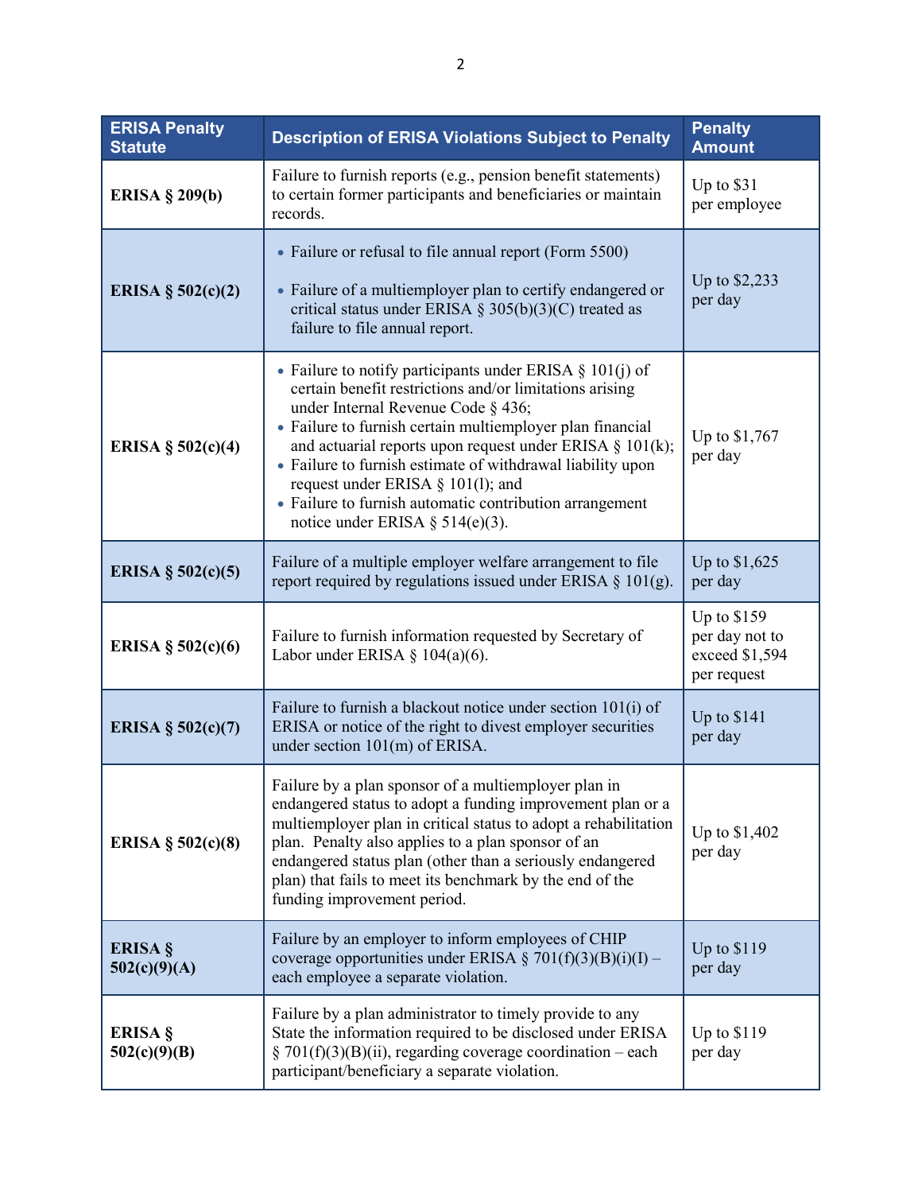| ERISA Penalty Statute | Description of ERISA Violations Subject to Penalty | Penalty Amount |
|---|---|---|
| **ERISA § 209(b)** | Failure to furnish reports (e.g., pension benefit statements) to certain former participants and beneficiaries or maintain records. | Up to $31 per employee |
| **ERISA § 502(c)(2)** | • Failure or refusal to file annual report (Form 5500)<br>• Failure of a multiemployer plan to certify endangered or critical status under ERISA § 305(b)(3)(C) treated as failure to file annual report. | Up to $2,233 per day |
| **ERISA § 502(c)(4)** | • Failure to notify participants under ERISA § 101(j) of certain benefit restrictions and/or limitations arising under Internal Revenue Code § 436;<br>• Failure to furnish certain multiemployer plan financial and actuarial reports upon request under ERISA § 101(k);<br>• Failure to furnish estimate of withdrawal liability upon request under ERISA § 101(l); and<br>• Failure to furnish automatic contribution arrangement notice under ERISA § 514(e)(3). | Up to $1,767 per day |
| **ERISA § 502(c)(5)** | Failure of a multiple employer welfare arrangement to file report required by regulations issued under ERISA § 101(g). | Up to $1,625 per day |
| **ERISA § 502(c)(6)** | Failure to furnish information requested by Secretary of Labor under ERISA § 104(a)(6). | Up to $159 per day not to exceed $1,594 per request |
| **ERISA § 502(c)(7)** | Failure to furnish a blackout notice under section 101(i) of ERISA or notice of the right to divest employer securities under section 101(m) of ERISA. | Up to $141 per day |
| **ERISA § 502(c)(8)** | Failure by a plan sponsor of a multiemployer plan in endangered status to adopt a funding improvement plan or a multiemployer plan in critical status to adopt a rehabilitation plan. Penalty also applies to a plan sponsor of an endangered status plan (other than a seriously endangered plan) that fails to meet its benchmark by the end of the funding improvement period. | Up to $1,402 per day |
| **ERISA § 502(c)(9)(A)** | Failure by an employer to inform employees of CHIP coverage opportunities under ERISA § 701(f)(3)(B)(i)(I) – each employee a separate violation. | Up to $119 per day |
| **ERISA § 502(c)(9)(B)** | Failure by a plan administrator to timely provide to any State the information required to be disclosed under ERISA § 701(f)(3)(B)(ii), regarding coverage coordination – each participant/beneficiary a separate violation. | Up to $119 per day |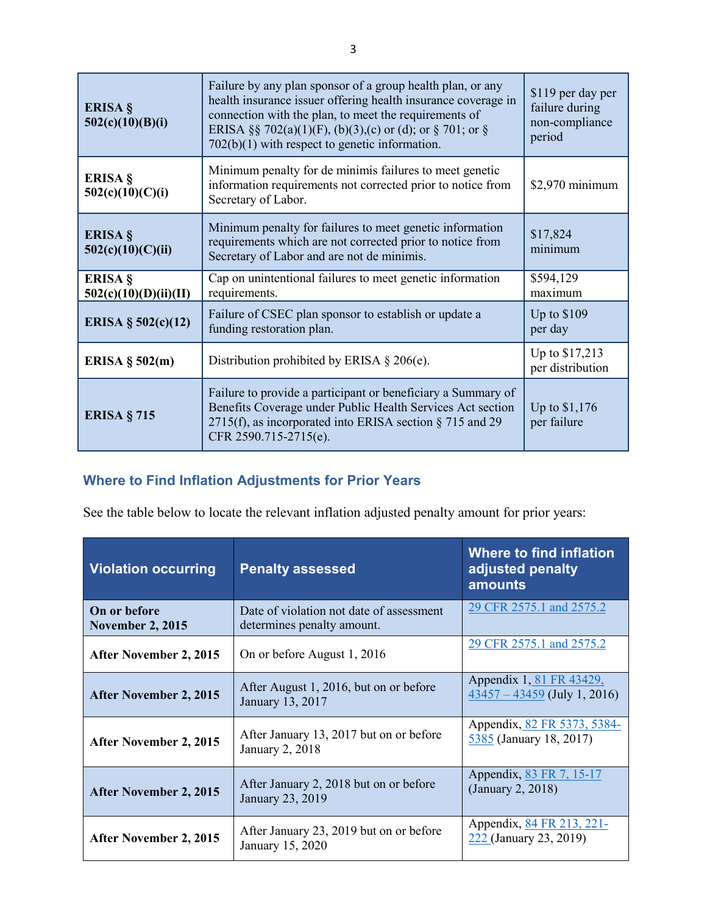| | | |
|---|---|---|
| **ERISA § 502(c)(10)(B)(i)** | Failure by any plan sponsor of a group health plan, or any health insurance issuer offering health insurance coverage in connection with the plan, to meet the requirements of ERISA §§ 702(a)(1)(F), (b)(3),(c) or (d); or § 701; or § 702(b)(1) with respect to genetic information. | $119 per day per failure during non-compliance period |
| **ERISA § 502(c)(10)(C)(i)** | Minimum penalty for de minimis failures to meet genetic information requirements not corrected prior to notice from Secretary of Labor. | $2,970 minimum |
| **ERISA § 502(c)(10)(C)(ii)** | Minimum penalty for failures to meet genetic information requirements which are not corrected prior to notice from Secretary of Labor and are not de minimis. | $17,824 minimum |
| **ERISA § 502(c)(10)(D)(ii)(II)** | Cap on unintentional failures to meet genetic information requirements. | $594,129 maximum |
| **ERISA § 502(c)(12)** | Failure of CSEC plan sponsor to establish or update a funding restoration plan. | Up to $109 per day |
| **ERISA § 502(m)** | Distribution prohibited by ERISA § 206(e). | Up to $17,213 per distribution |
| **ERISA § 715** | Failure to provide a participant or beneficiary a Summary of Benefits Coverage under Public Health Services Act section 2715(f), as incorporated into ERISA section § 715 and 29 CFR 2590.715-2715(e). | Up to $1,176 per failure |

## Where to Find Inflation Adjustments for Prior Years

See the table below to locate the relevant inflation adjusted penalty amount for prior years:

| Violation occurring | Penalty assessed | Where to find inflation adjusted penalty amounts |
|---|---|---|
| **On or before November 2, 2015** | Date of violation not date of assessment determines penalty amount. | 29 CFR 2575.1 and 2575.2 |
| **After November 2, 2015** | On or before August 1, 2016 | 29 CFR 2575.1 and 2575.2 |
| **After November 2, 2015** | After August 1, 2016, but on or before January 13, 2017 | Appendix 1, 81 FR 43429, 43457 – 43459 (July 1, 2016) |
| **After November 2, 2015** | After January 13, 2017 but on or before January 2, 2018 | Appendix, 82 FR 5373, 5384-5385 (January 18, 2017) |
| **After November 2, 2015** | After January 2, 2018 but on or before January 23, 2019 | Appendix, 83 FR 7, 15-17 (January 2, 2018) |
| **After November 2, 2015** | After January 23, 2019 but on or before January 15, 2020 | Appendix, 84 FR 213, 221-222 (January 23, 2019) |